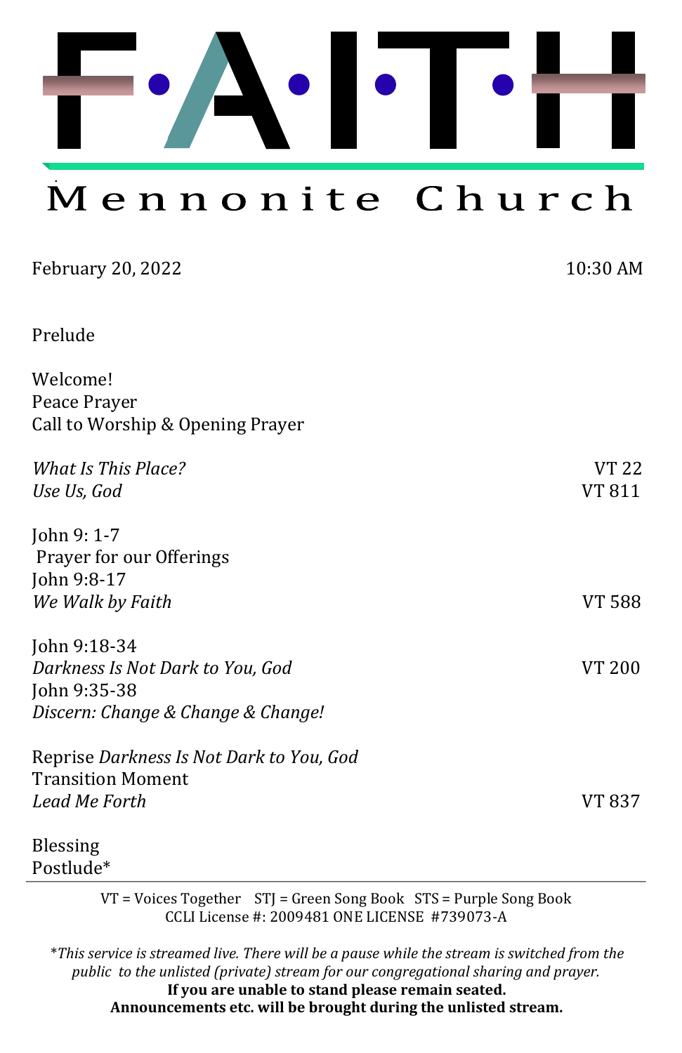# F·A·I·T·H

## Mennonite Church

February 20, 2022 10:30 AM

Prelude

Welcome!
Peace Prayer
Call to Worship & Opening Prayer

*What Is This Place?* VT 22
*Use Us, God* VT 811

John 9: 1-7
Prayer for our Offerings
John 9:8-17
*We Walk by Faith* VT 588

John 9:18-34
*Darkness Is Not Dark to You, God* VT 200
John 9:35-38
*Discern: Change & Change & Change!*

Reprise *Darkness Is Not Dark to You, God*
Transition Moment
*Lead Me Forth* VT 837

Blessing
Postlude*

---

VT = Voices Together STJ = Green Song Book STS = Purple Song Book
CCLI License #: 2009481 ONE LICENSE #739073-A

**This service is streamed live. There will be a pause while the stream is switched from the public to the unlisted (private) stream for our congregational sharing and prayer.*
**If you are unable to stand please remain seated.**
**Announcements etc. will be brought during the unlisted stream.**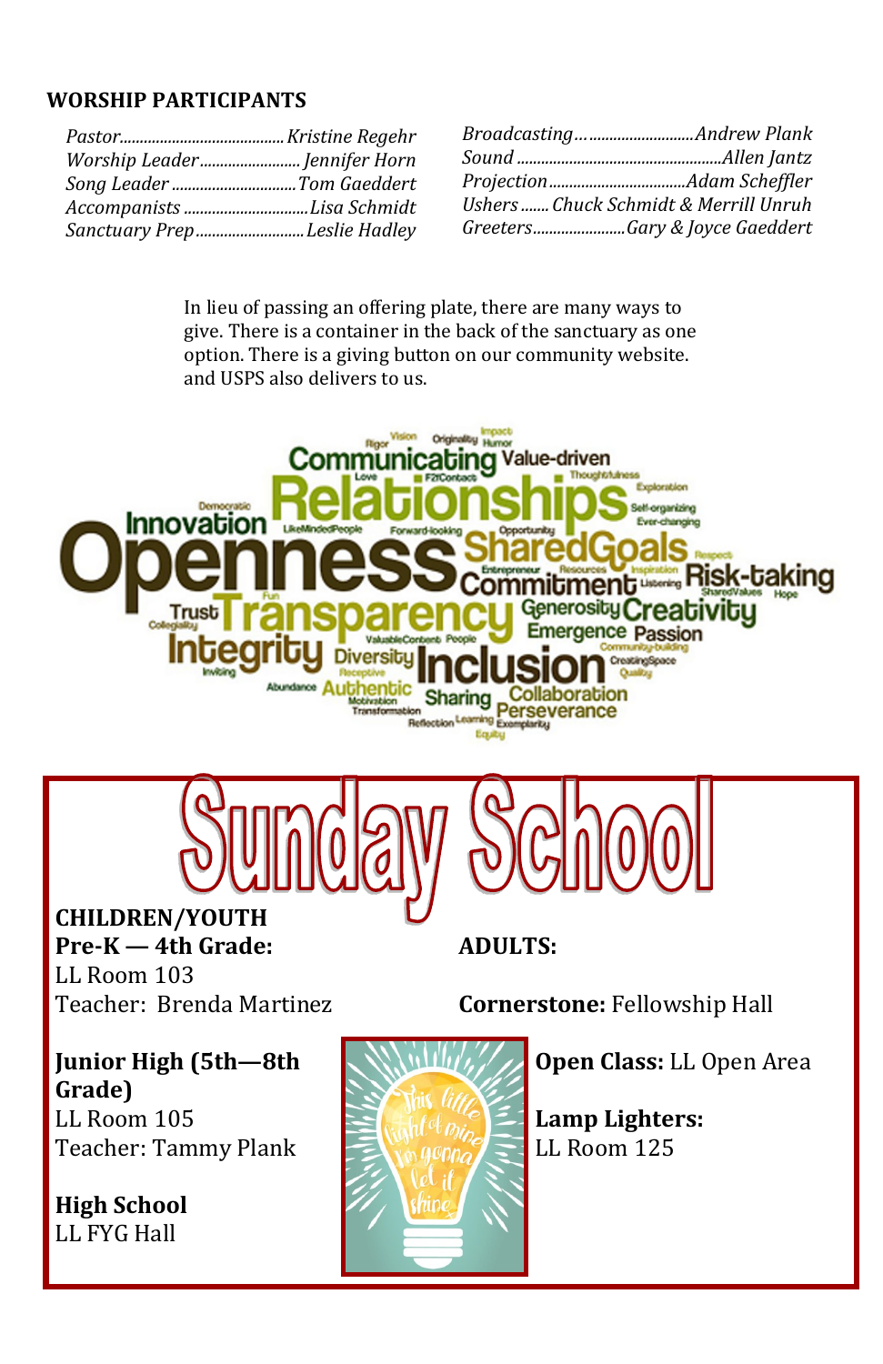## WORSHIP PARTICIPANTS

*Pastor*......................................... *Kristine Regehr*
*Worship Leader*......................... *Jennifer Horn*
*Song Leader*............................... *Tom Gaeddert*
*Accompanists*.............................. *Lisa Schmidt*
*Sanctuary Prep*.......................... *Leslie Hadley*

*Broadcasting*…........................*Andrew Plank*
*Sound*................................................*Allen Jantz*
*Projection*..................................*Adam Scheffler*
*Ushers*....... *Chuck Schmidt & Merrill Unruh*
*Greeters*.......................*Gary & Joyce Gaeddert*

In lieu of passing an offering plate, there are many ways to give. There is a container in the back of the sanctuary as one option. There is a giving button on our community website. and USPS also delivers to us.

# Sunday School

**CHILDREN/YOUTH**

**Pre-K — 4th Grade:**
LL Room 103
Teacher: Brenda Martinez

**Junior High (5th—8th Grade)**
LL Room 105
Teacher: Tammy Plank

**High School**
LL FYG Hall

**ADULTS:**

**Cornerstone:** Fellowship Hall

**Open Class:** LL Open Area

**Lamp Lighters:**
LL Room 125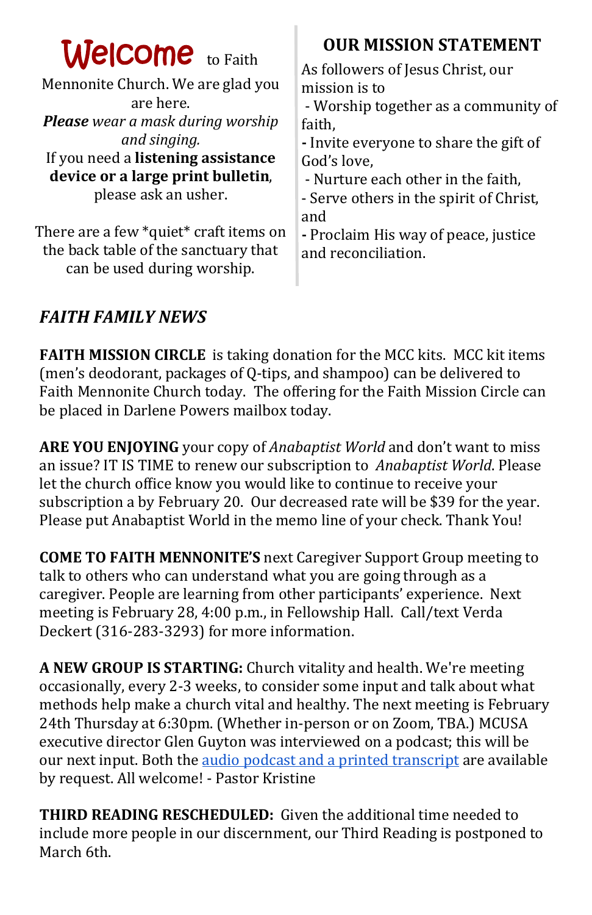**Welcome** to Faith Mennonite Church. We are glad you are here.

***Please** wear a mask during worship and singing.*

If you need a **listening assistance device or a large print bulletin**, please ask an usher.

There are a few *quiet* craft items on the back table of the sanctuary that can be used during worship.

## OUR MISSION STATEMENT

As followers of Jesus Christ, our mission is to

- Worship together as a community of faith,
- Invite everyone to share the gift of God's love,
- Nurture each other in the faith,
- Serve others in the spirit of Christ, and
- Proclaim His way of peace, justice and reconciliation.

## *FAITH FAMILY NEWS*

**FAITH MISSION CIRCLE** is taking donation for the MCC kits. MCC kit items (men's deodorant, packages of Q-tips, and shampoo) can be delivered to Faith Mennonite Church today. The offering for the Faith Mission Circle can be placed in Darlene Powers mailbox today.

**ARE YOU ENJOYING** your copy of *Anabaptist World* and don't want to miss an issue? IT IS TIME to renew our subscription to *Anabaptist World*. Please let the church office know you would like to continue to receive your subscription a by February 20. Our decreased rate will be $39 for the year. Please put Anabaptist World in the memo line of your check. Thank You!

**COME TO FAITH MENNONITE'S** next Caregiver Support Group meeting to talk to others who can understand what you are going through as a caregiver. People are learning from other participants' experience. Next meeting is February 28, 4:00 p.m., in Fellowship Hall. Call/text Verda Deckert (316-283-3293) for more information.

**A NEW GROUP IS STARTING:** Church vitality and health. We're meeting occasionally, every 2-3 weeks, to consider some input and talk about what methods help make a church vital and healthy. The next meeting is February 24th Thursday at 6:30pm. (Whether in-person or on Zoom, TBA.) MCUSA executive director Glen Guyton was interviewed on a podcast; this will be our next input. Both the audio podcast and a printed transcript are available by request. All welcome! - Pastor Kristine

**THIRD READING RESCHEDULED:** Given the additional time needed to include more people in our discernment, our Third Reading is postponed to March 6th.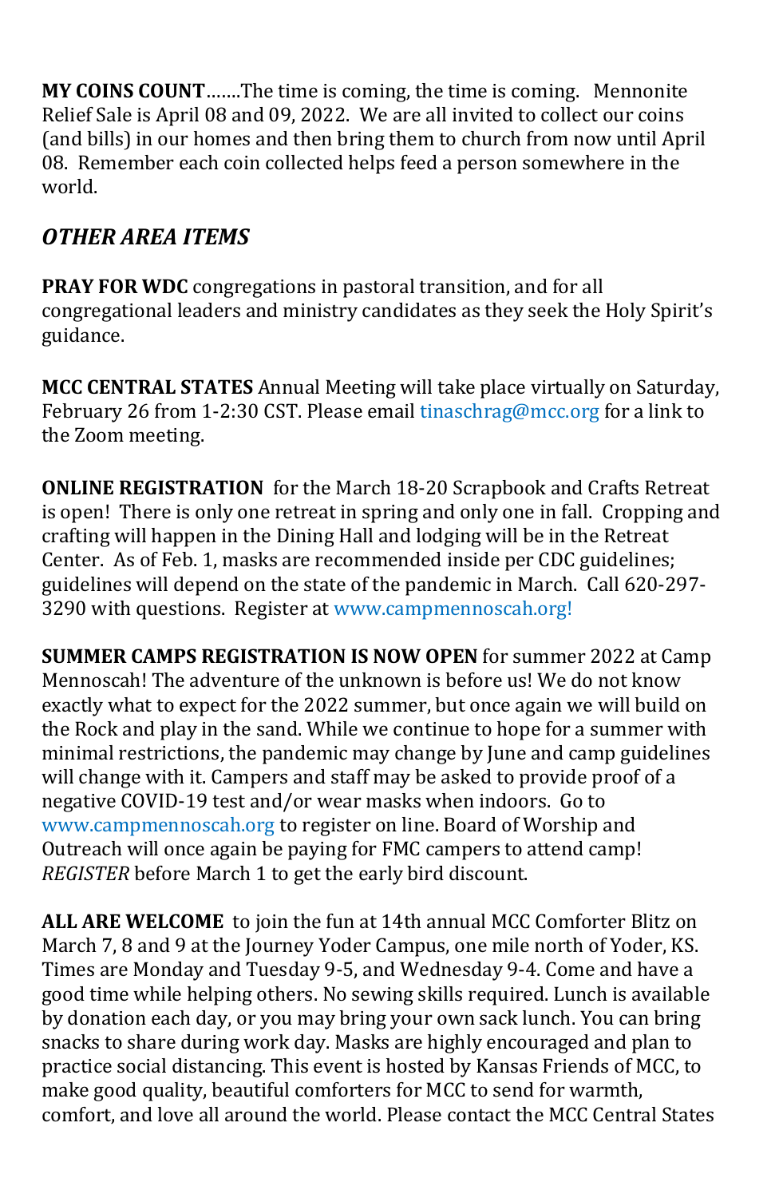**MY COINS COUNT**…….The time is coming, the time is coming.  Mennonite Relief Sale is April 08 and 09, 2022.  We are all invited to collect our coins (and bills) in our homes and then bring them to church from now until April 08.  Remember each coin collected helps feed a person somewhere in the world.

## *OTHER AREA ITEMS*

**PRAY FOR WDC** congregations in pastoral transition, and for all congregational leaders and ministry candidates as they seek the Holy Spirit's guidance.

**MCC CENTRAL STATES** Annual Meeting will take place virtually on Saturday, February 26 from 1-2:30 CST. Please email tinaschrag@mcc.org for a link to the Zoom meeting.

**ONLINE REGISTRATION** for the March 18-20 Scrapbook and Crafts Retreat is open!  There is only one retreat in spring and only one in fall.  Cropping and crafting will happen in the Dining Hall and lodging will be in the Retreat Center.  As of Feb. 1, masks are recommended inside per CDC guidelines; guidelines will depend on the state of the pandemic in March.  Call 620-297-3290 with questions.  Register at www.campmennoscah.org!

**SUMMER CAMPS REGISTRATION IS NOW OPEN** for summer 2022 at Camp Mennoscah! The adventure of the unknown is before us! We do not know exactly what to expect for the 2022 summer, but once again we will build on the Rock and play in the sand. While we continue to hope for a summer with minimal restrictions, the pandemic may change by June and camp guidelines will change with it. Campers and staff may be asked to provide proof of a negative COVID-19 test and/or wear masks when indoors.  Go to www.campmennoscah.org to register on line. Board of Worship and Outreach will once again be paying for FMC campers to attend camp! *REGISTER* before March 1 to get the early bird discount.

**ALL ARE WELCOME** to join the fun at 14th annual MCC Comforter Blitz on March 7, 8 and 9 at the Journey Yoder Campus, one mile north of Yoder, KS. Times are Monday and Tuesday 9-5, and Wednesday 9-4. Come and have a good time while helping others. No sewing skills required. Lunch is available by donation each day, or you may bring your own sack lunch. You can bring snacks to share during work day. Masks are highly encouraged and plan to practice social distancing. This event is hosted by Kansas Friends of MCC, to make good quality, beautiful comforters for MCC to send for warmth, comfort, and love all around the world. Please contact the MCC Central States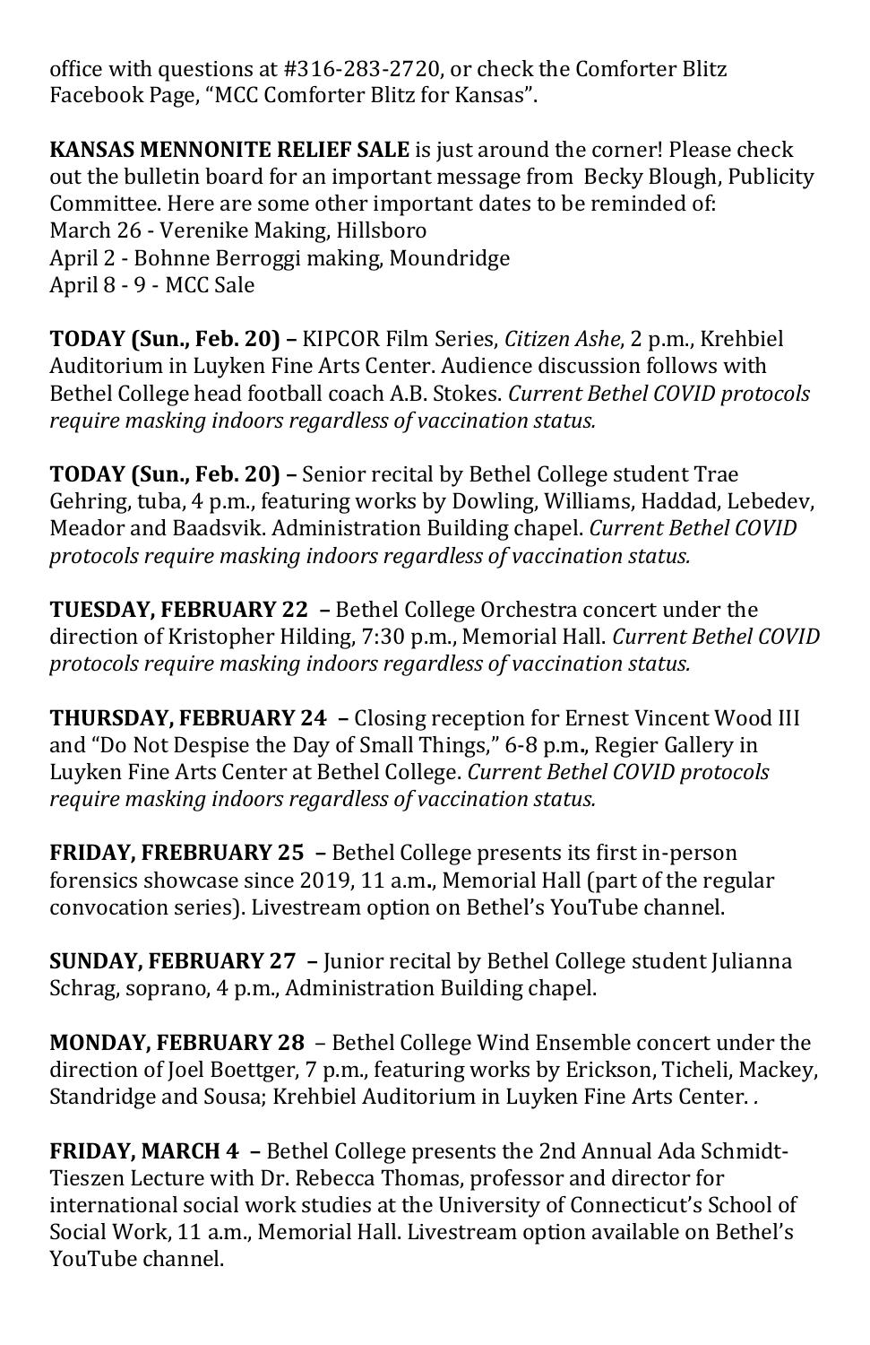office with questions at #316-283-2720, or check the Comforter Blitz Facebook Page, “MCC Comforter Blitz for Kansas”.

**KANSAS MENNONITE RELIEF SALE** is just around the corner! Please check out the bulletin board for an important message from Becky Blough, Publicity Committee. Here are some other important dates to be reminded of:
March 26 - Verenike Making, Hillsboro
April 2 - Bohnne Berroggi making, Moundridge
April 8 - 9 - MCC Sale

**TODAY (Sun., Feb. 20) –** KIPCOR Film Series, *Citizen Ashe*, 2 p.m., Krehbiel Auditorium in Luyken Fine Arts Center. Audience discussion follows with Bethel College head football coach A.B. Stokes. *Current Bethel COVID protocols require masking indoors regardless of vaccination status.*

**TODAY (Sun., Feb. 20) –** Senior recital by Bethel College student Trae Gehring, tuba, 4 p.m., featuring works by Dowling, Williams, Haddad, Lebedev, Meador and Baadsvik. Administration Building chapel. *Current Bethel COVID protocols require masking indoors regardless of vaccination status.*

**TUESDAY, FEBRUARY 22 –** Bethel College Orchestra concert under the direction of Kristopher Hilding, 7:30 p.m., Memorial Hall. *Current Bethel COVID protocols require masking indoors regardless of vaccination status.*

**THURSDAY, FEBRUARY 24 –** Closing reception for Ernest Vincent Wood III and “Do Not Despise the Day of Small Things,” 6-8 p.m**.**, Regier Gallery in Luyken Fine Arts Center at Bethel College. *Current Bethel COVID protocols require masking indoors regardless of vaccination status.*

**FRIDAY, FREBRUARY 25 –** Bethel College presents its first in-person forensics showcase since 2019, 11 a.m**.**, Memorial Hall (part of the regular convocation series). Livestream option on Bethel’s YouTube channel.

**SUNDAY, FEBRUARY 27 –** Junior recital by Bethel College student Julianna Schrag, soprano, 4 p.m., Administration Building chapel.

**MONDAY, FEBRUARY 28** – Bethel College Wind Ensemble concert under the direction of Joel Boettger, 7 p.m., featuring works by Erickson, Ticheli, Mackey, Standridge and Sousa; Krehbiel Auditorium in Luyken Fine Arts Center. .

**FRIDAY, MARCH 4 –** Bethel College presents the 2nd Annual Ada Schmidt-Tieszen Lecture with Dr. Rebecca Thomas, professor and director for international social work studies at the University of Connecticut’s School of Social Work, 11 a.m., Memorial Hall. Livestream option available on Bethel’s YouTube channel.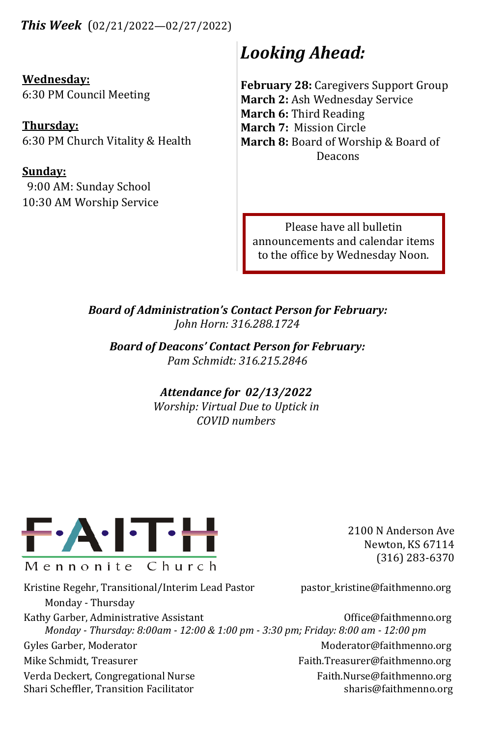***This Week*** (02/21/2022—02/27/2022)

**Wednesday:**
6:30 PM Council Meeting

**Thursday:**
6:30 PM Church Vitality & Health

**Sunday:**
9:00 AM: Sunday School
10:30 AM Worship Service

## *Looking Ahead:*

**February 28:** Caregivers Support Group
**March 2:** Ash Wednesday Service
**March 6:** Third Reading
**March 7:** Mission Circle
**March 8:** Board of Worship & Board of Deacons

Please have all bulletin announcements and calendar items to the office by Wednesday Noon.

***Board of Administration's Contact Person for February:***
*John Horn: 316.288.1724*

***Board of Deacons' Contact Person for February:***
*Pam Schmidt: 316.215.2846*

***Attendance for 02/13/2022***
*Worship: Virtual Due to Uptick in COVID numbers*

FAITH Mennonite Church

2100 N Anderson Ave
Newton, KS 67114
(316) 283-6370

Kristine Regehr, Transitional/Interim Lead Pastor — pastor_kristine@faithmenno.org
Monday - Thursday

Kathy Garber, Administrative Assistant — Office@faithmenno.org
*Monday - Thursday: 8:00am - 12:00 & 1:00 pm - 3:30 pm; Friday: 8:00 am - 12:00 pm*

Gyles Garber, Moderator — Moderator@faithmenno.org

Mike Schmidt, Treasurer — Faith.Treasurer@faithmenno.org

Verda Deckert, Congregational Nurse — Faith.Nurse@faithmenno.org

Shari Scheffler, Transition Facilitator — sharis@faithmenno.org